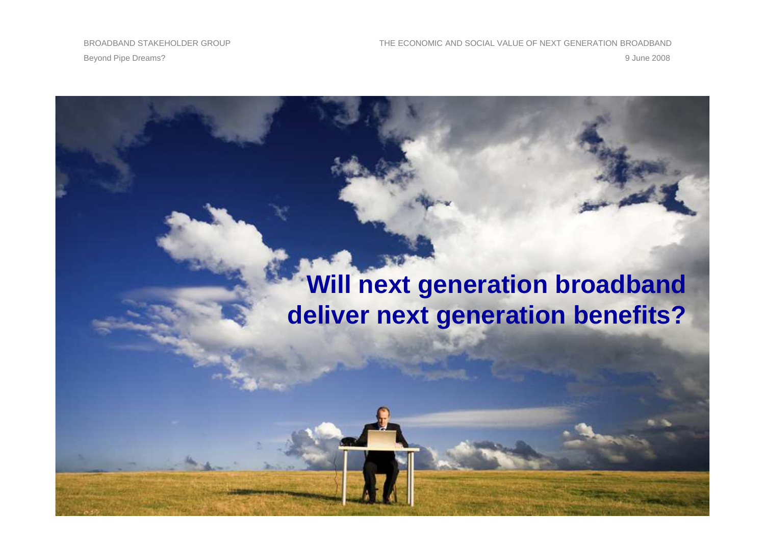BROADBAND STAKEHOLDER GROUP

Beyond Pipe Dreams?

THE ECONOMIC AND SOCIAL VALUE OF NEXT GENERATION BROADBAND

9 June 2008

# Will next generation broadband deliver next generation benefits?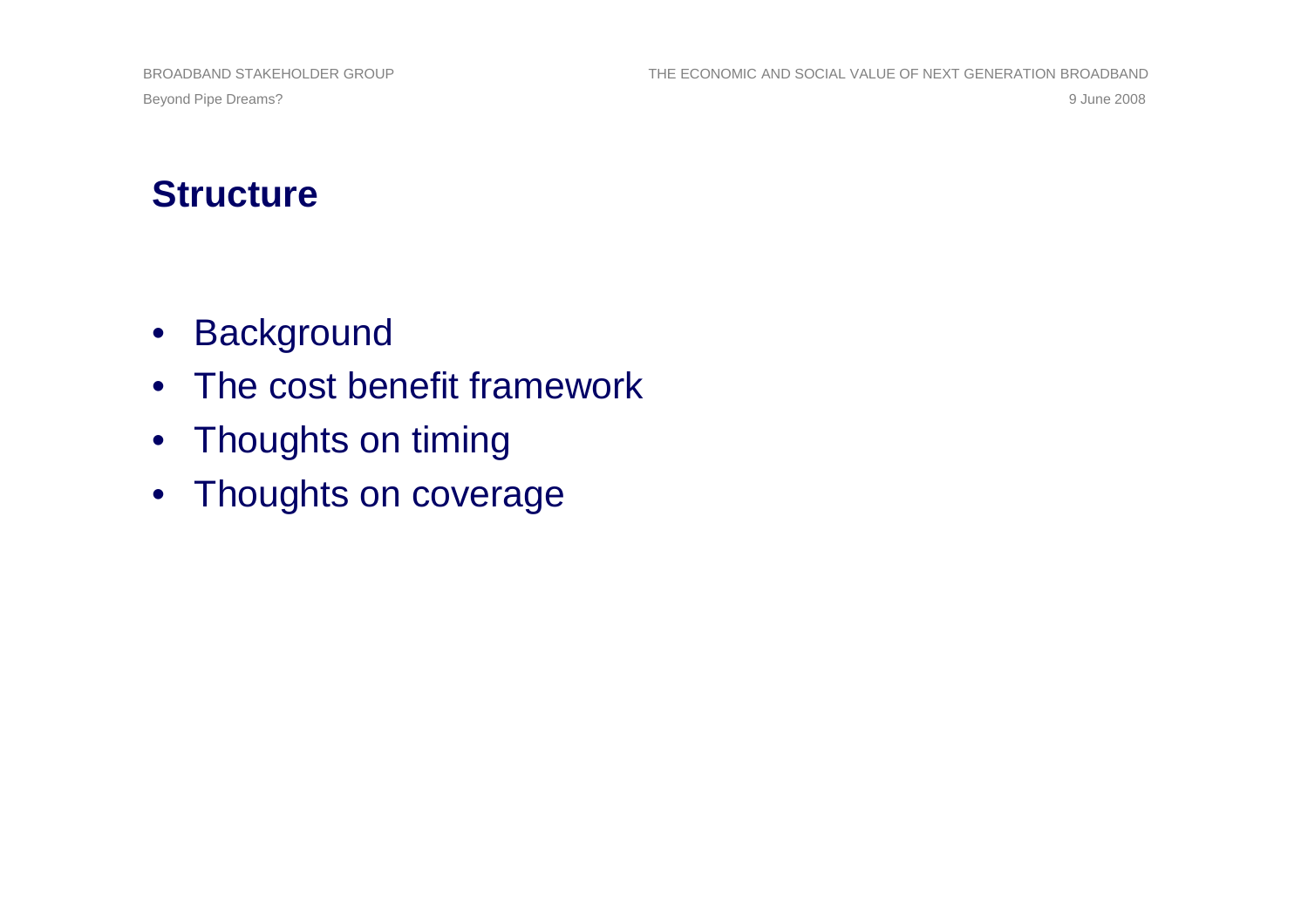## Structure

- Background
- The cost benefit framework
- Thoughts on timing
- Thoughts on coverage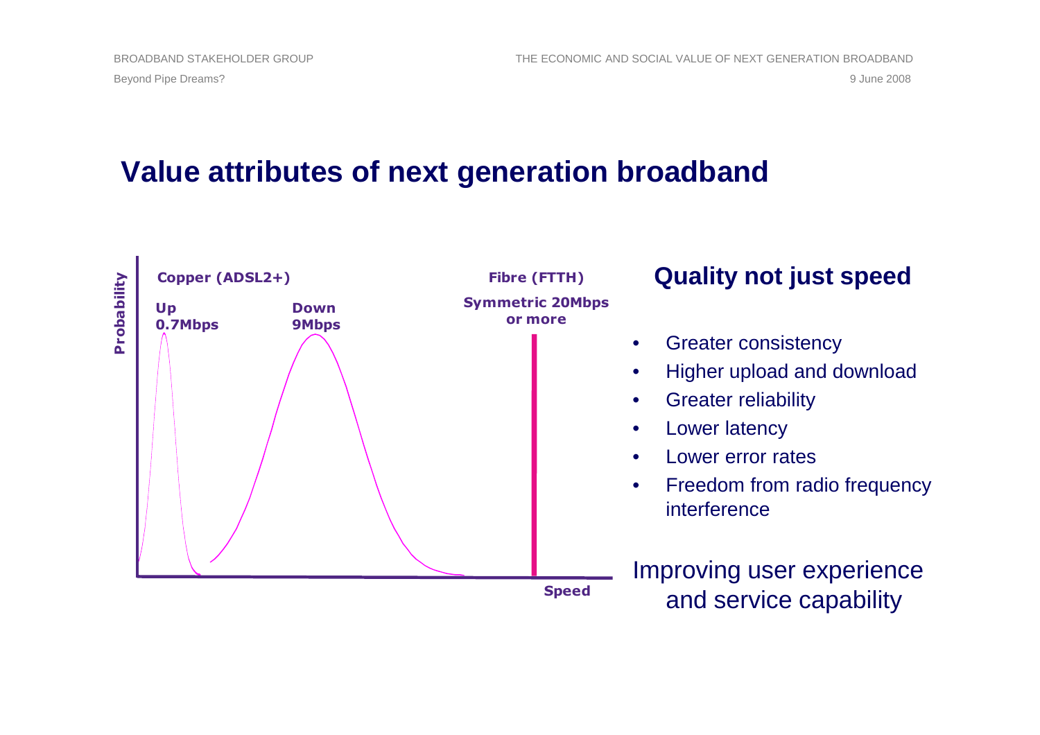# Value attributes of next generation broadband

**Copper (ADSL2+)**

**Up 0.7Mbps**

**Down 9Mbps**

**Fibre (FTTH)**

**Symmetric 20Mbps or more**

**Probability**

**Speed**

## Quality not just speed

- Greater consistency
- Higher upload and download
- Greater reliability
- Lower latency
- Lower error rates
- Freedom from radio frequency interference

Improving user experience and service capability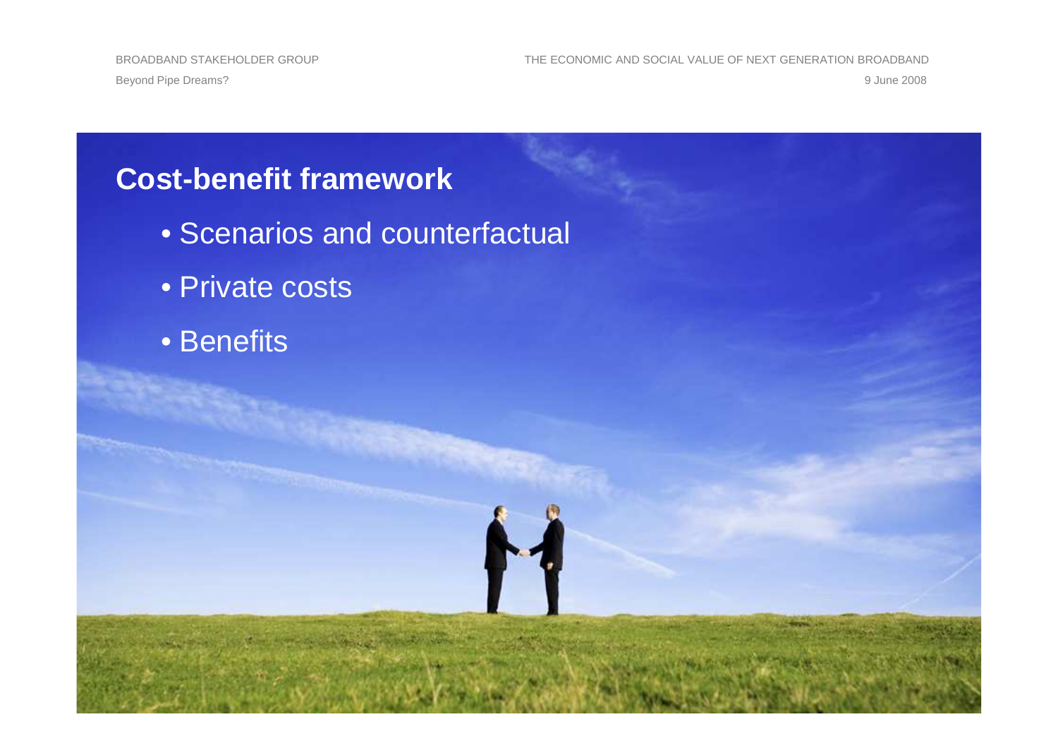## Cost-benefit framework

- Scenarios and counterfactual
- Private costs
- Benefits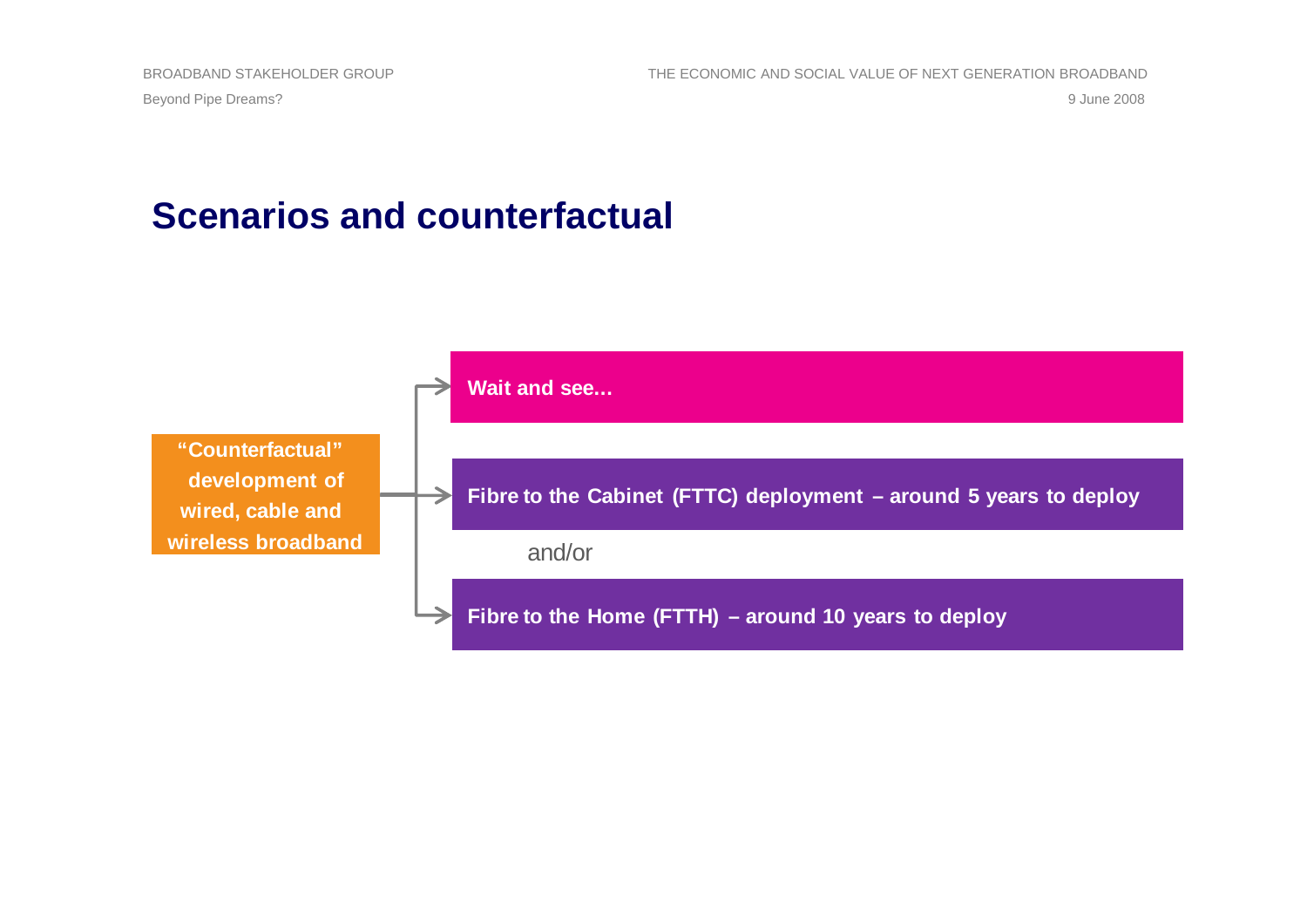# Scenarios and counterfactual

**"Counterfactual" development of wired, cable and wireless broadband**

- **Wait and see…**
- **Fibre to the Cabinet (FTTC) deployment – around 5 years to deploy**

  and/or

- **Fibre to the Home (FTTH) – around 10 years to deploy**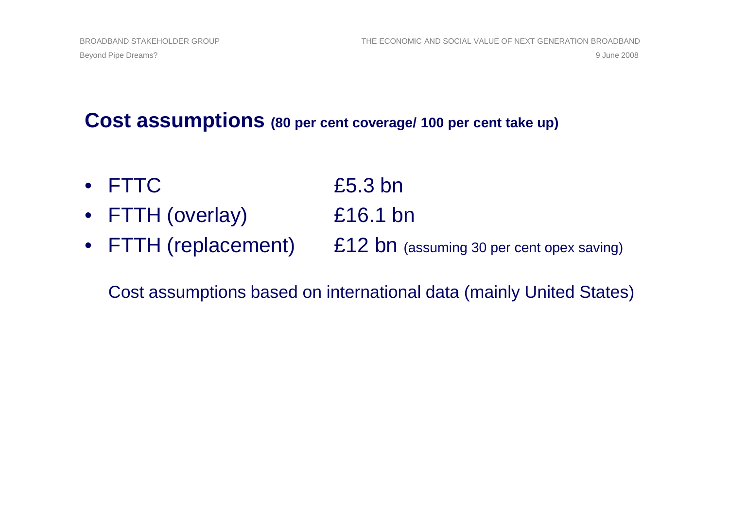## Cost assumptions (80 per cent coverage/ 100 per cent take up)

- FTTC £5.3 bn
- FTTH (overlay) £16.1 bn
- FTTH (replacement) £12 bn (assuming 30 per cent opex saving)

Cost assumptions based on international data (mainly United States)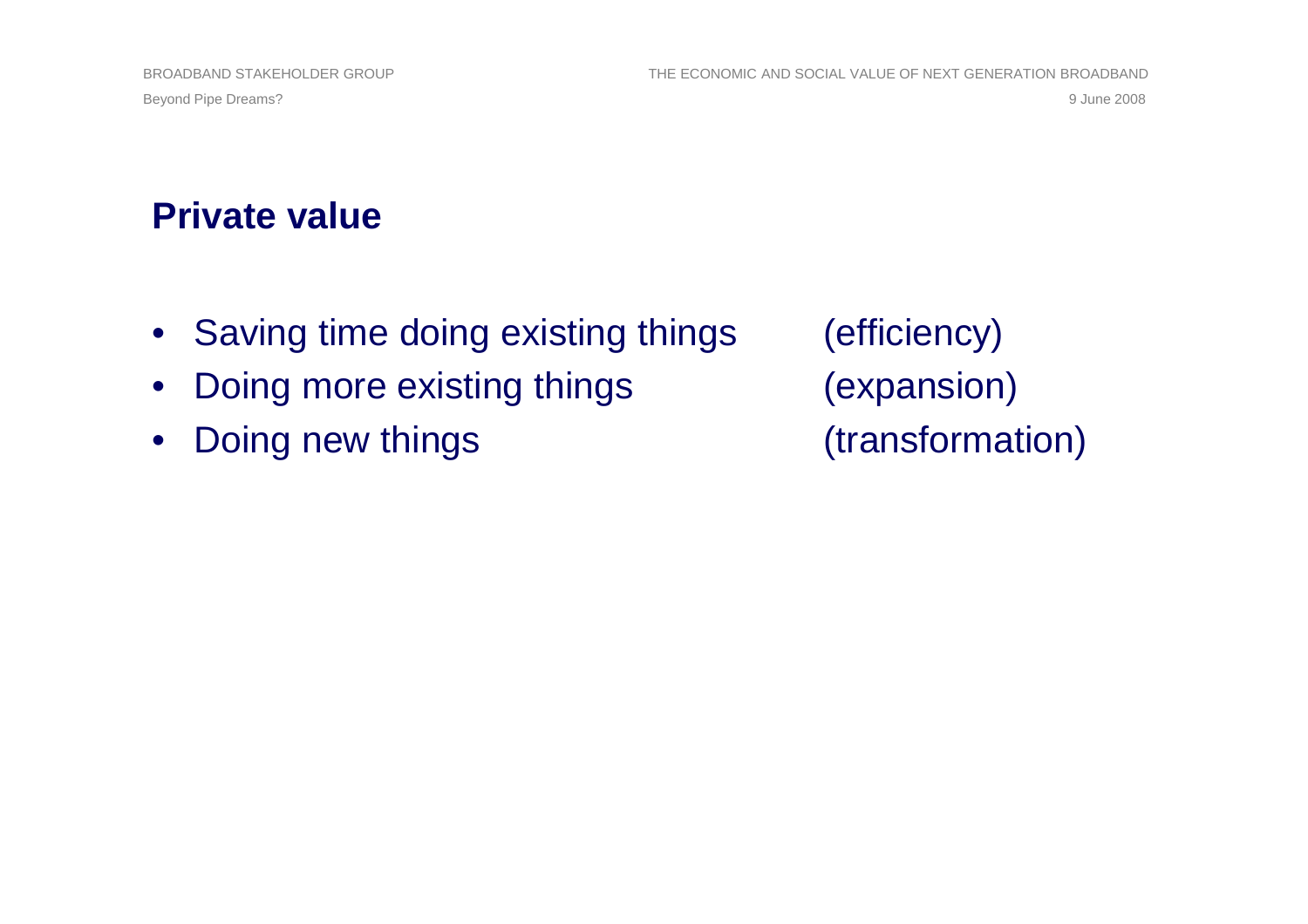## Private value

- Saving time doing existing things (efficiency)
- Doing more existing things (expansion)
- Doing new things (transformation)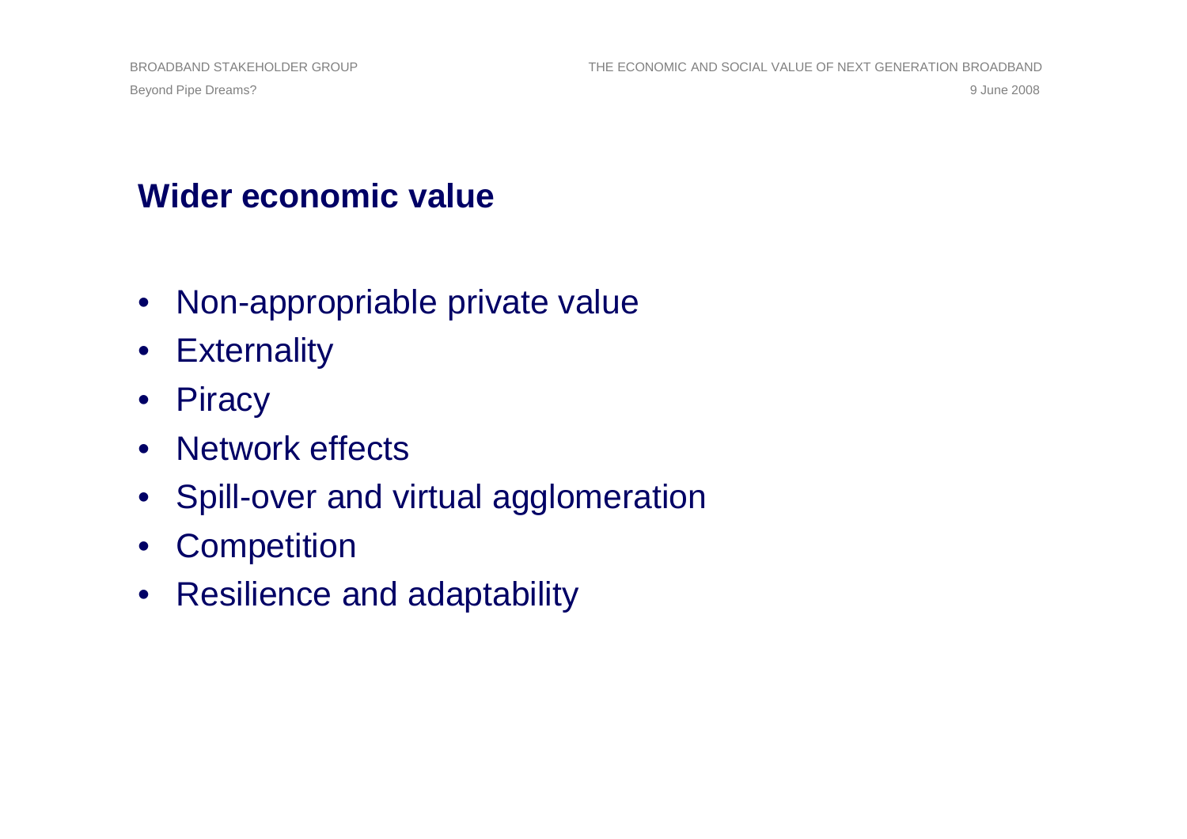## Wider economic value

- Non-appropriable private value
- Externality
- Piracy
- Network effects
- Spill-over and virtual agglomeration
- Competition
- Resilience and adaptability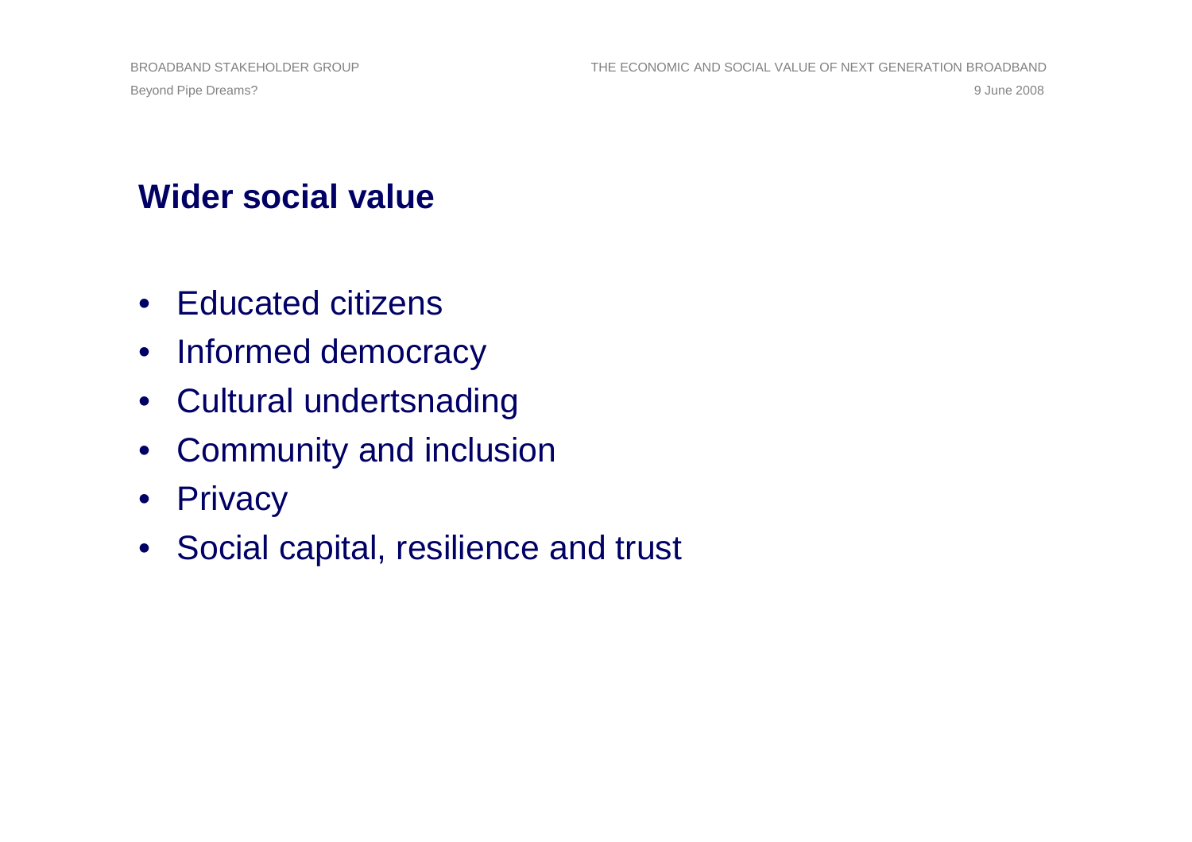## Wider social value

- Educated citizens
- Informed democracy
- Cultural undertsnading
- Community and inclusion
- Privacy
- Social capital, resilience and trust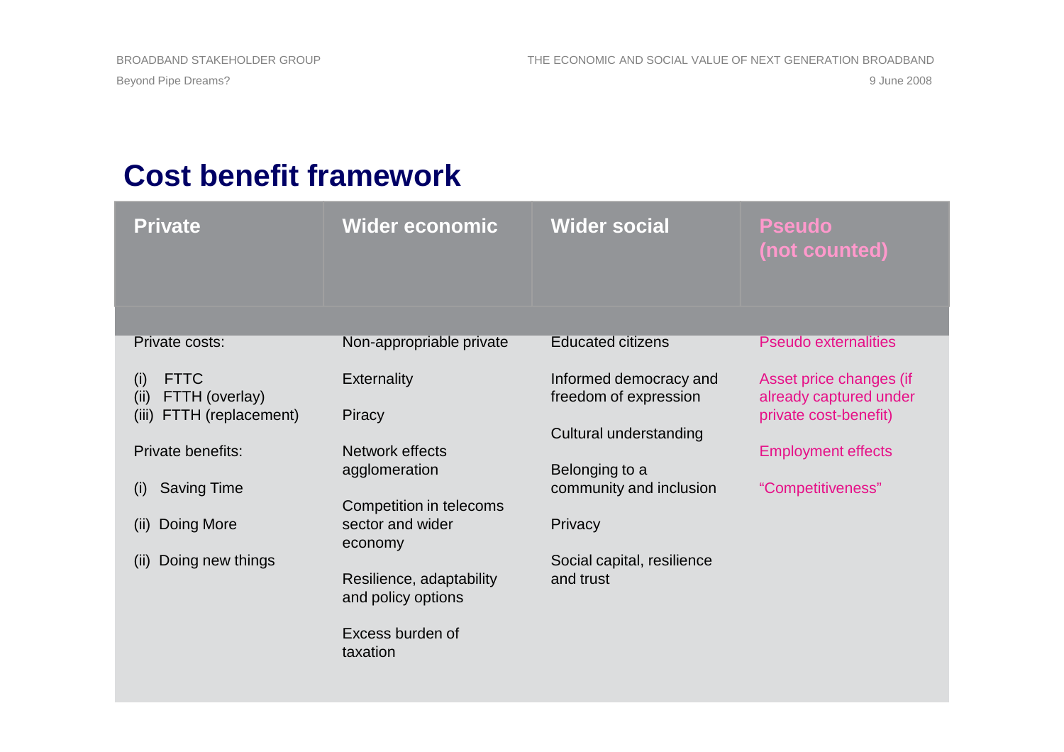# Cost benefit framework

| Private | Wider economic | Wider social | Pseudo (not counted) |
|---|---|---|---|
| Private costs:<br><br>(i) FTTC<br>(ii) FTTH (overlay)<br>(iii) FTTH (replacement)<br><br>Private benefits:<br><br>(i) Saving Time<br><br>(ii) Doing More<br><br>(ii) Doing new things | Non-appropriable private<br><br>Externality<br><br>Piracy<br><br>Network effects agglomeration<br><br>Competition in telecoms sector and wider economy<br><br>Resilience, adaptability and policy options<br><br>Excess burden of taxation | Educated citizens<br><br>Informed democracy and freedom of expression<br><br>Cultural understanding<br><br>Belonging to a community and inclusion<br><br>Privacy<br><br>Social capital, resilience and trust | Pseudo externalities<br><br>Asset price changes (if already captured under private cost-benefit)<br><br>Employment effects<br><br>“Competitiveness” |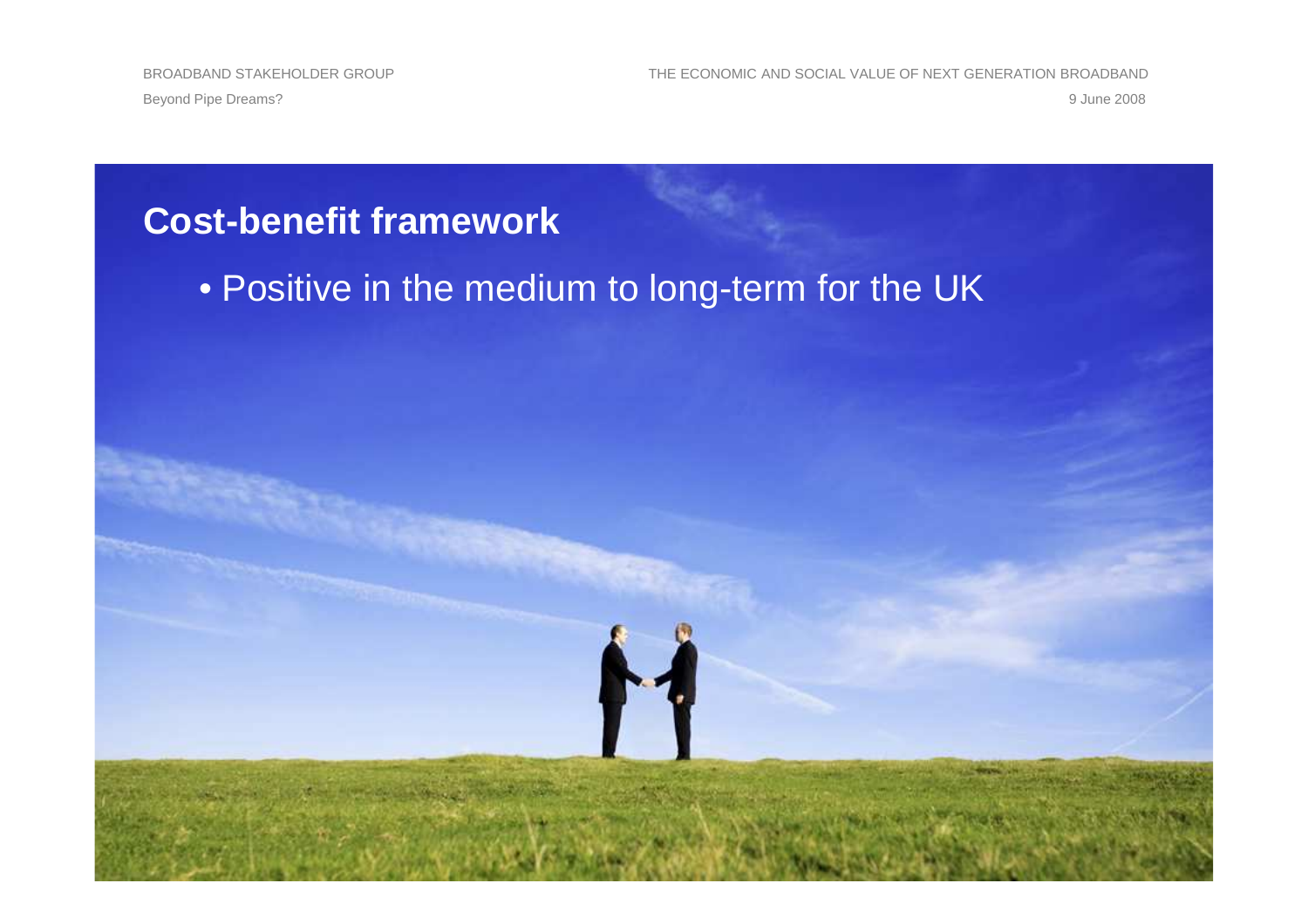## Cost-benefit framework

- Positive in the medium to long-term for the UK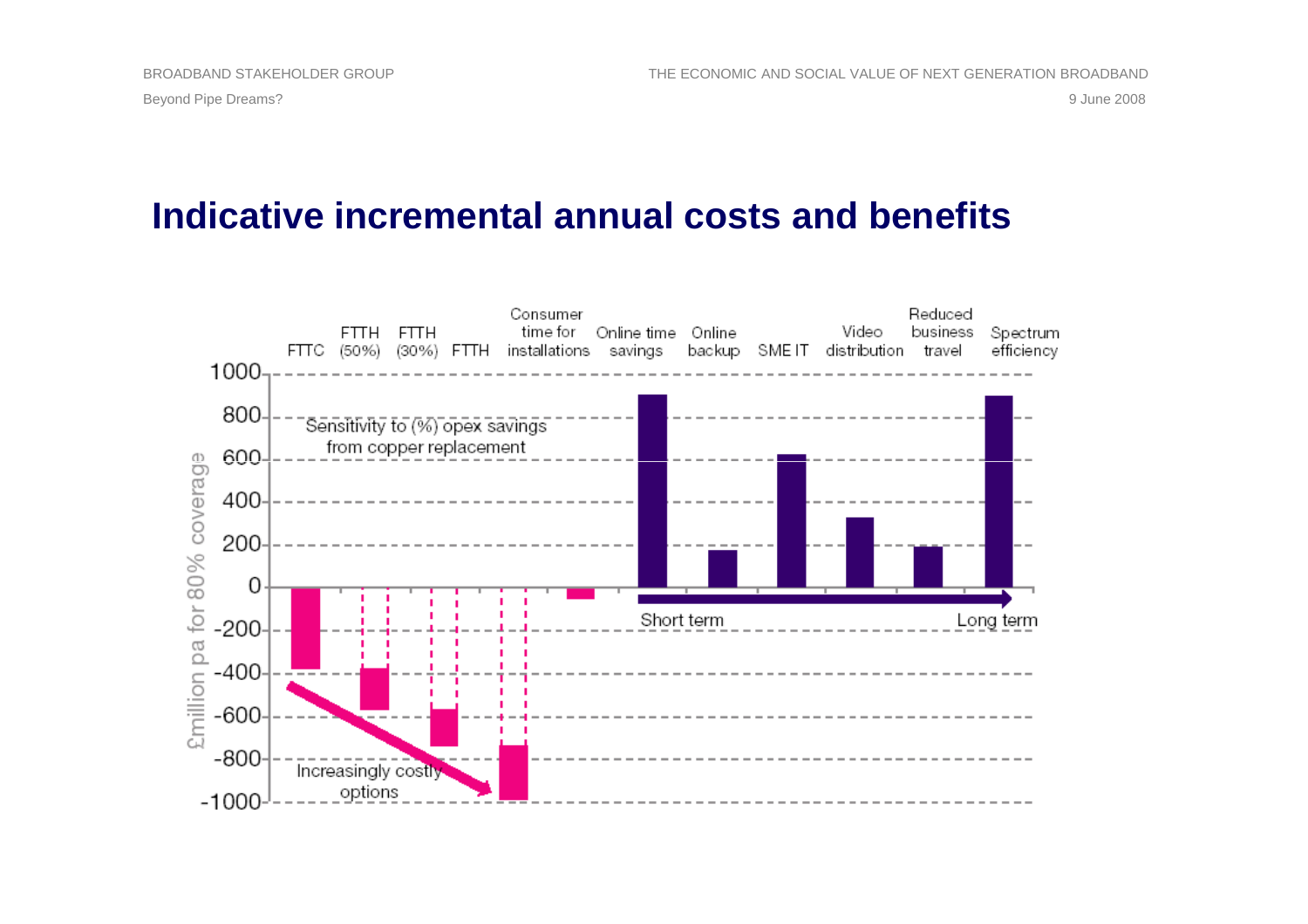# Indicative incremental annual costs and benefits

£million pa for 80% coverage

| | FTTC | FTTH (50%) | FTTH (30%) | FTTH | Consumer time for installations | Online time savings | Online backup | SME IT | Video distribution | Reduced business travel | Spectrum efficiency |
|---|---|---|---|---|---|---|---|---|---|---|---|

Sensitivity to (%) opex savings from copper replacement

Increasingly costly options

Short term → Long term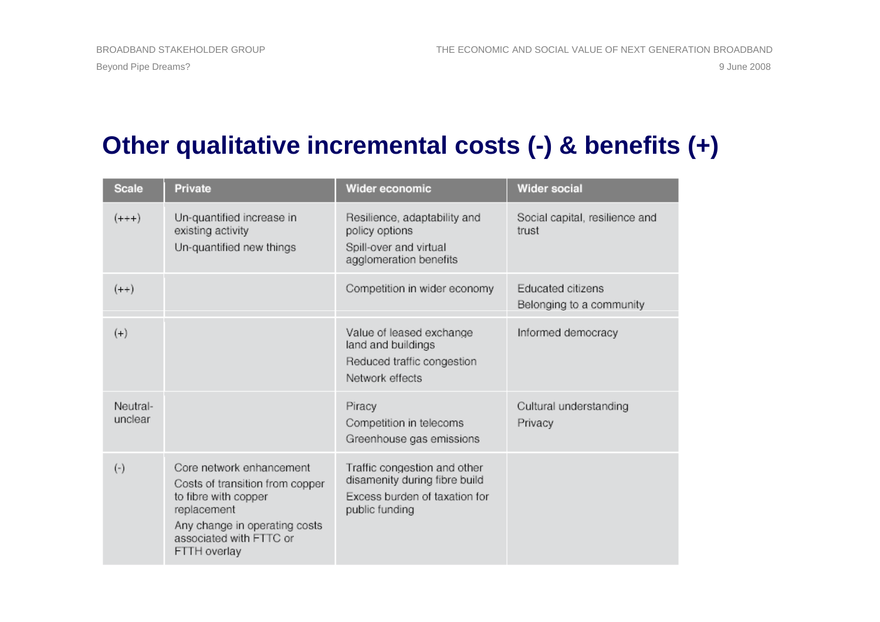# Other qualitative incremental costs (-) & benefits (+)

| Scale | Private | Wider economic | Wider social |
|---|---|---|---|
| (+++) | Un-quantified increase in existing activity<br>Un-quantified new things | Resilience, adaptability and policy options<br>Spill-over and virtual agglomeration benefits | Social capital, resilience and trust |
| (++) | | Competition in wider economy | Educated citizens<br>Belonging to a community |
| (+) | | Value of leased exchange land and buildings<br>Reduced traffic congestion<br>Network effects | Informed democracy |
| Neutral-unclear | | Piracy<br>Competition in telecoms<br>Greenhouse gas emissions | Cultural understanding<br>Privacy |
| (-) | Core network enhancement<br>Costs of transition from copper to fibre with copper replacement<br>Any change in operating costs associated with FTTC or FTTH overlay | Traffic congestion and other disamenity during fibre build<br>Excess burden of taxation for public funding | |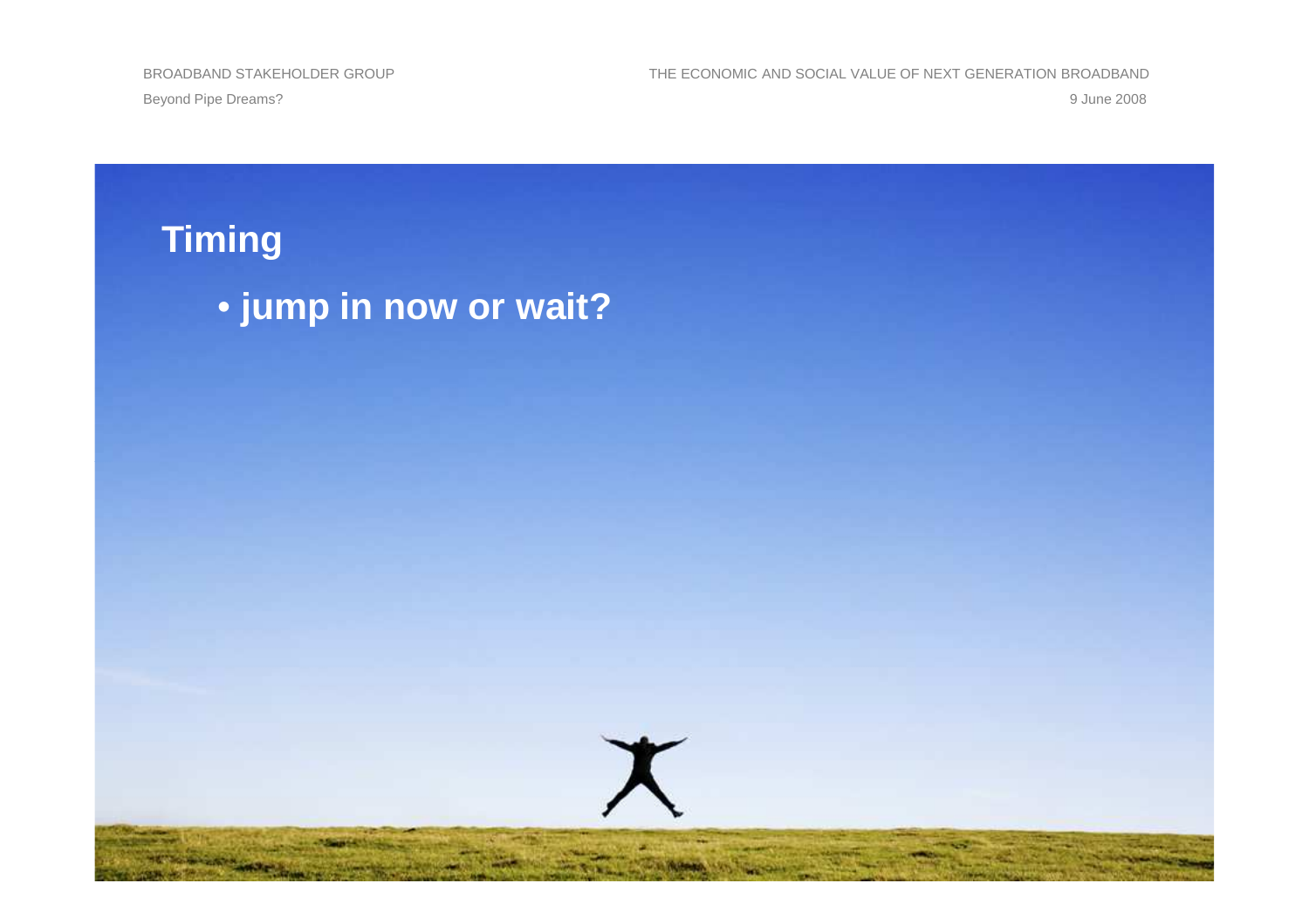## Timing

- **jump in now or wait?**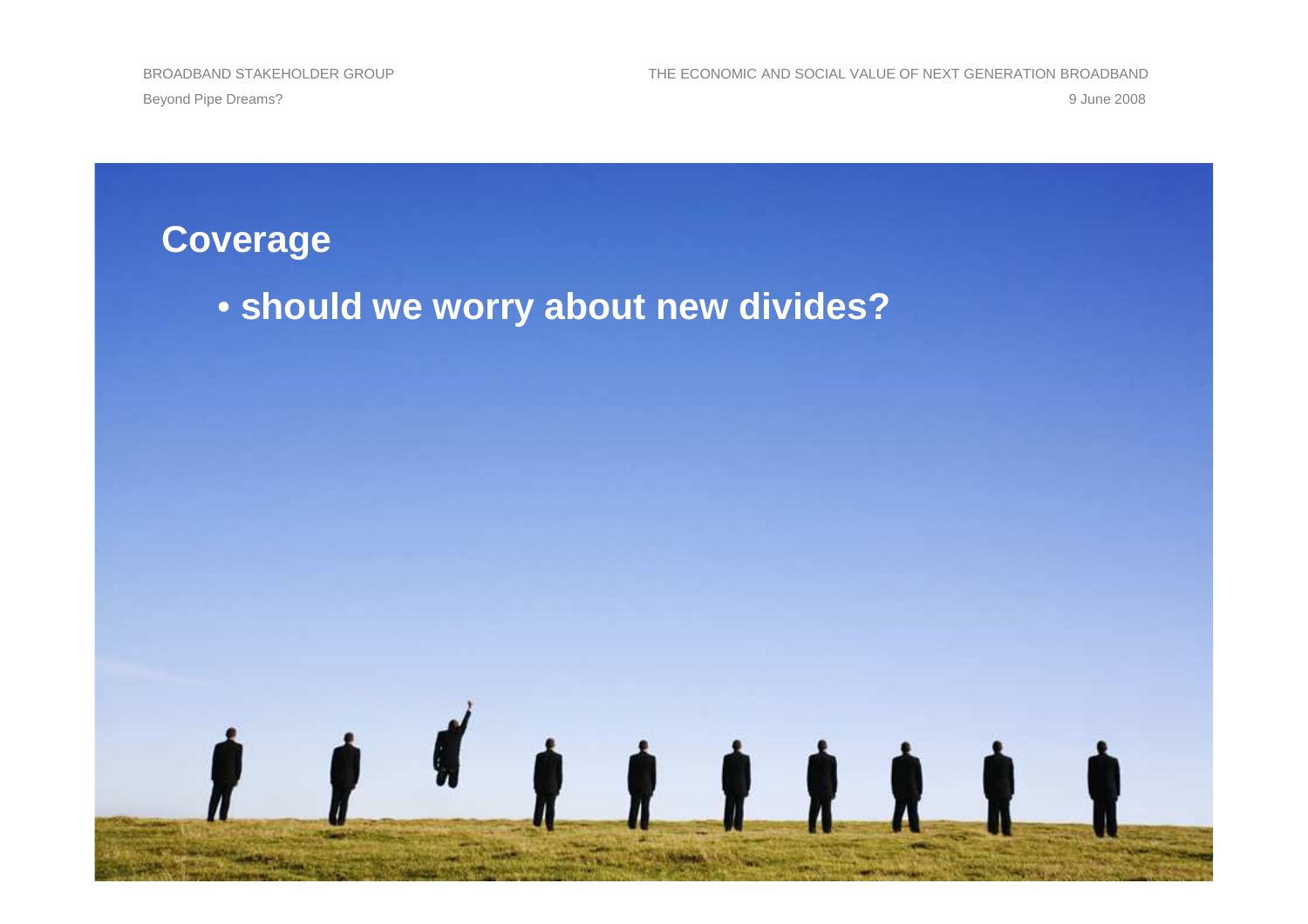# Coverage

- **should we worry about new divides?**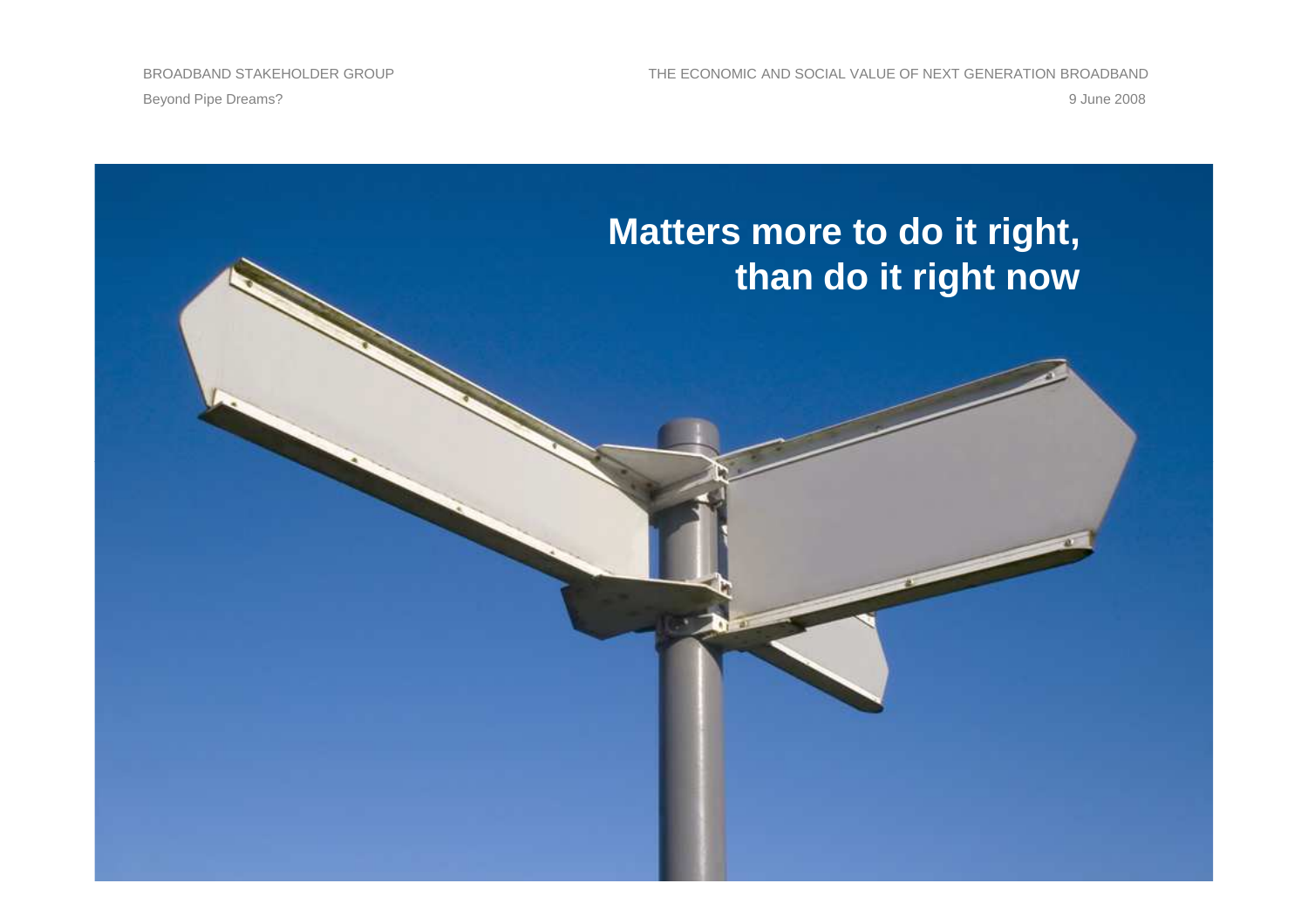# Matters more to do it right, than do it right now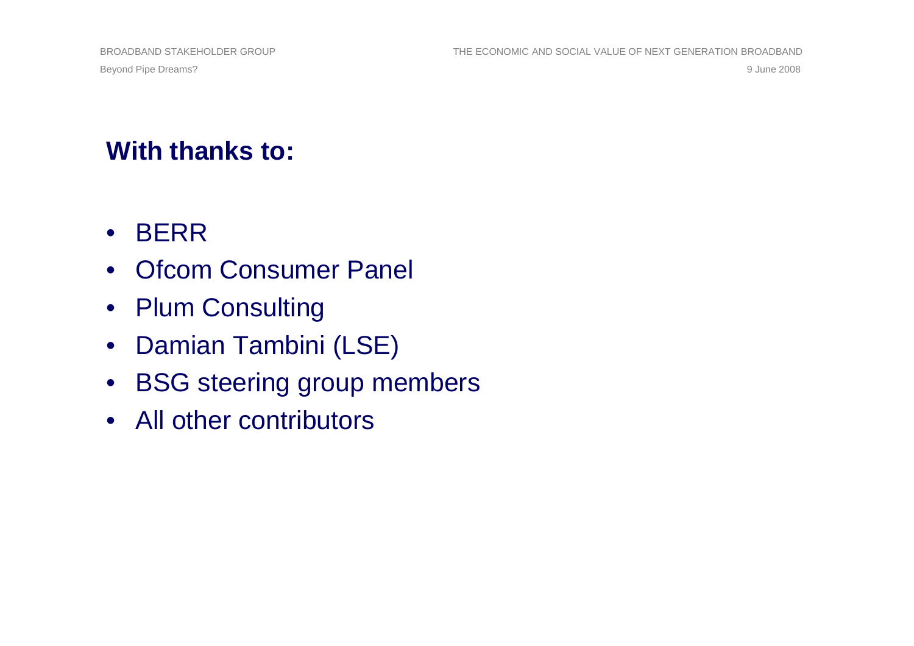## With thanks to:

- BERR
- Ofcom Consumer Panel
- Plum Consulting
- Damian Tambini (LSE)
- BSG steering group members
- All other contributors